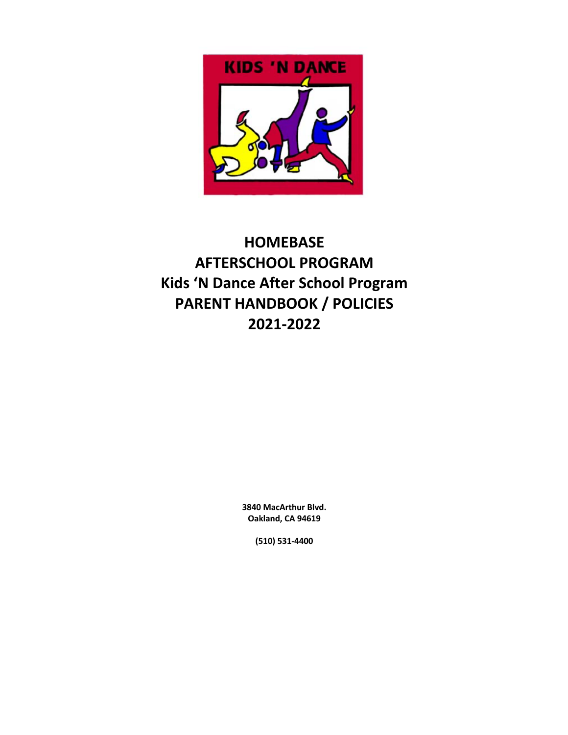KIDS 'N DANCE

# HOMEBASE
# AFTERSCHOOL PROGRAM
# Kids 'N Dance After School Program
# PARENT HANDBOOK / POLICIES
# 2021-2022

**3840 MacArthur Blvd.**
**Oakland, CA 94619**

**(510) 531-4400**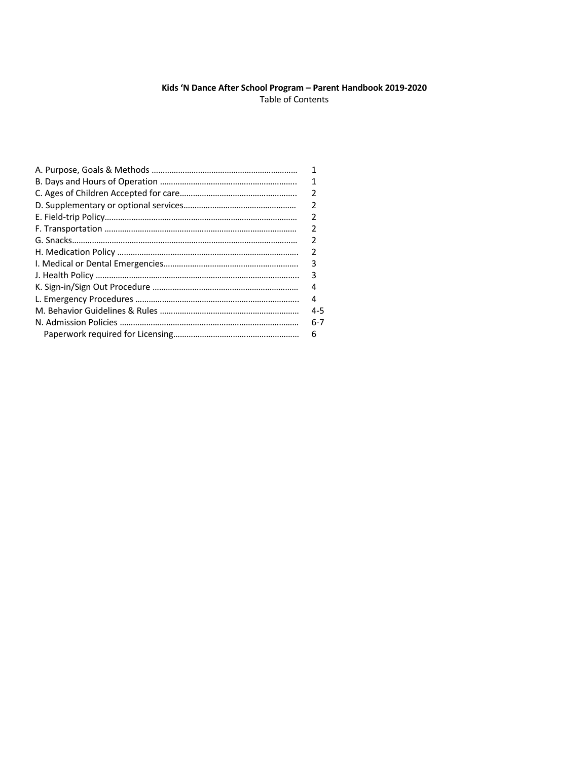**Kids 'N Dance After School Program – Parent Handbook 2019-2020**

Table of Contents

| | |
|---|---|
| A. Purpose, Goals & Methods | 1 |
| B. Days and Hours of Operation | 1 |
| C. Ages of Children Accepted for care | 2 |
| D. Supplementary or optional services | 2 |
| E. Field-trip Policy | 2 |
| F. Transportation | 2 |
| G. Snacks | 2 |
| H. Medication Policy | 2 |
| I. Medical or Dental Emergencies | 3 |
| J. Health Policy | 3 |
| K. Sign-in/Sign Out Procedure | 4 |
| L. Emergency Procedures | 4 |
| M. Behavior Guidelines & Rules | 4-5 |
| N. Admission Policies | 6-7 |
| Paperwork required for Licensing | 6 |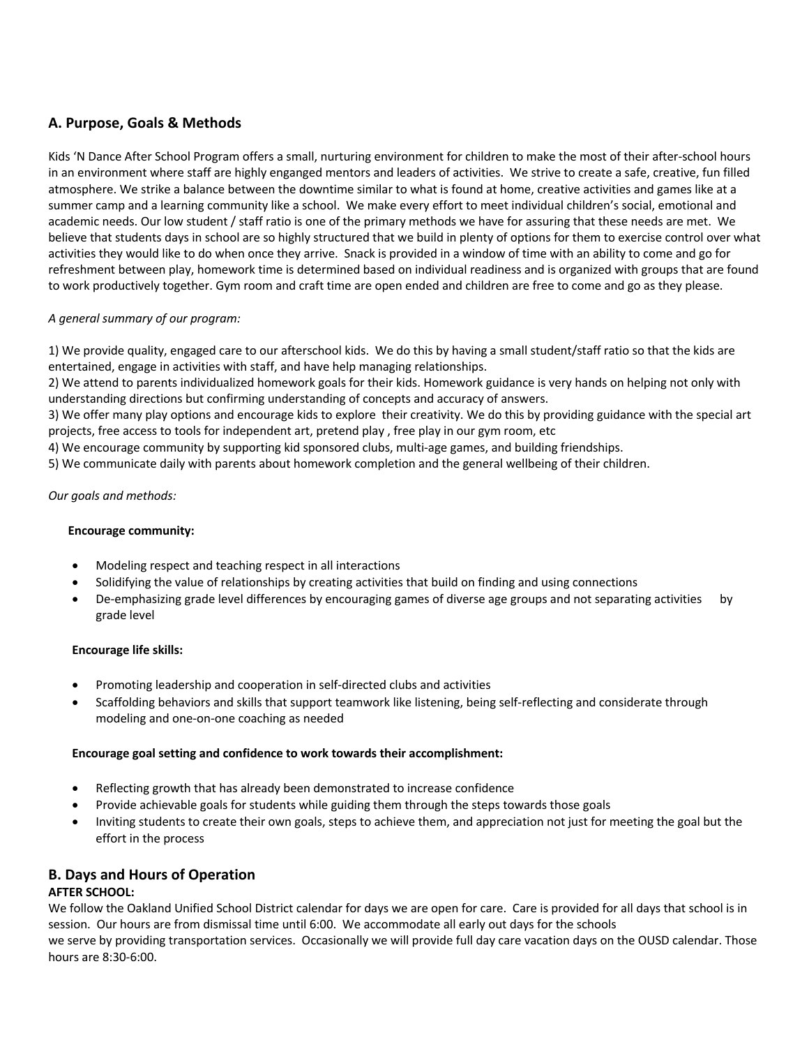## A. Purpose, Goals & Methods

Kids 'N Dance After School Program offers a small, nurturing environment for children to make the most of their after-school hours in an environment where staff are highly enganged mentors and leaders of activities. We strive to create a safe, creative, fun filled atmosphere. We strike a balance between the downtime similar to what is found at home, creative activities and games like at a summer camp and a learning community like a school. We make every effort to meet individual children's social, emotional and academic needs. Our low student / staff ratio is one of the primary methods we have for assuring that these needs are met. We believe that students days in school are so highly structured that we build in plenty of options for them to exercise control over what activities they would like to do when once they arrive. Snack is provided in a window of time with an ability to come and go for refreshment between play, homework time is determined based on individual readiness and is organized with groups that are found to work productively together. Gym room and craft time are open ended and children are free to come and go as they please.

*A general summary of our program:*

1) We provide quality, engaged care to our afterschool kids. We do this by having a small student/staff ratio so that the kids are entertained, engage in activities with staff, and have help managing relationships.
2) We attend to parents individualized homework goals for their kids. Homework guidance is very hands on helping not only with understanding directions but confirming understanding of concepts and accuracy of answers.
3) We offer many play options and encourage kids to explore their creativity. We do this by providing guidance with the special art projects, free access to tools for independent art, pretend play , free play in our gym room, etc
4) We encourage community by supporting kid sponsored clubs, multi-age games, and building friendships.
5) We communicate daily with parents about homework completion and the general wellbeing of their children.

*Our goals and methods:*

**Encourage community:**

- Modeling respect and teaching respect in all interactions
- Solidifying the value of relationships by creating activities that build on finding and using connections
- De-emphasizing grade level differences by encouraging games of diverse age groups and not separating activities by grade level

**Encourage life skills:**

- Promoting leadership and cooperation in self-directed clubs and activities
- Scaffolding behaviors and skills that support teamwork like listening, being self-reflecting and considerate through modeling and one-on-one coaching as needed

**Encourage goal setting and confidence to work towards their accomplishment:**

- Reflecting growth that has already been demonstrated to increase confidence
- Provide achievable goals for students while guiding them through the steps towards those goals
- Inviting students to create their own goals, steps to achieve them, and appreciation not just for meeting the goal but the effort in the process

## B. Days and Hours of Operation

**AFTER SCHOOL:**

We follow the Oakland Unified School District calendar for days we are open for care. Care is provided for all days that school is in session. Our hours are from dismissal time until 6:00. We accommodate all early out days for the schools we serve by providing transportation services. Occasionally we will provide full day care vacation days on the OUSD calendar. Those hours are 8:30-6:00.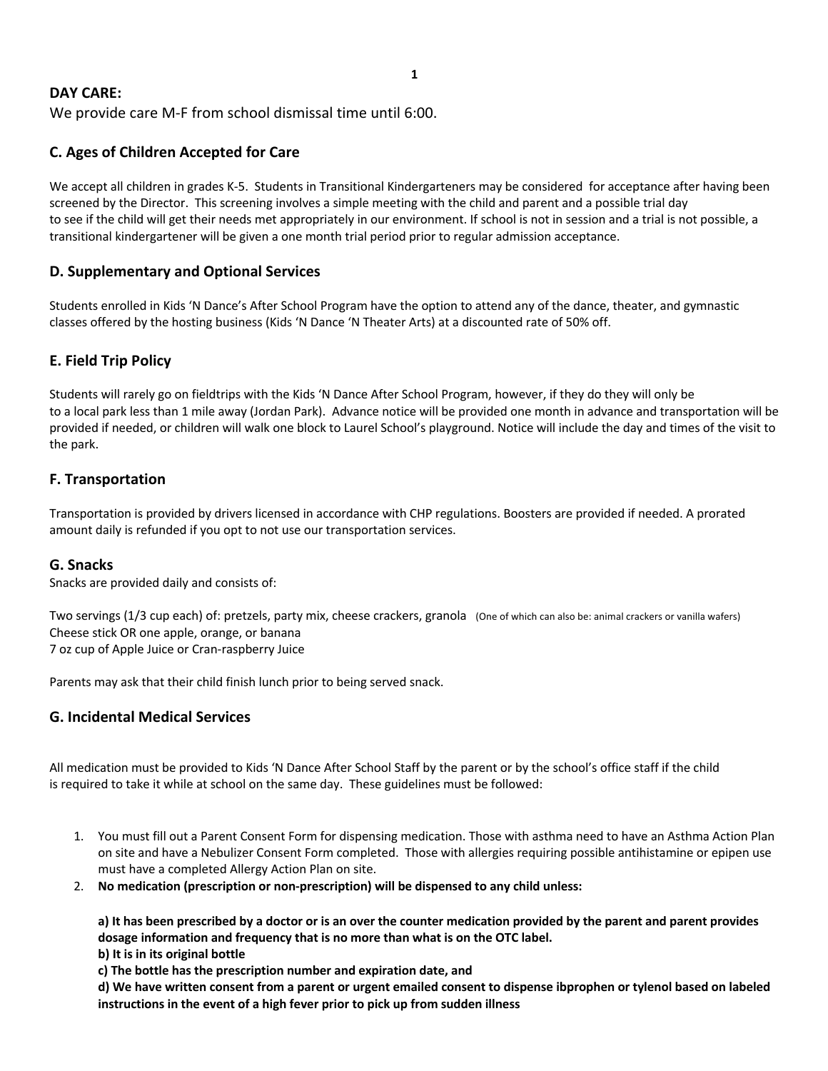## DAY CARE:

We provide care M-F from school dismissal time until 6:00.

## C. Ages of Children Accepted for Care

We accept all children in grades K-5. Students in Transitional Kindergarteners may be considered for acceptance after having been screened by the Director. This screening involves a simple meeting with the child and parent and a possible trial day to see if the child will get their needs met appropriately in our environment. If school is not in session and a trial is not possible, a transitional kindergartener will be given a one month trial period prior to regular admission acceptance.

## D. Supplementary and Optional Services

Students enrolled in Kids 'N Dance's After School Program have the option to attend any of the dance, theater, and gymnastic classes offered by the hosting business (Kids 'N Dance 'N Theater Arts) at a discounted rate of 50% off.

## E. Field Trip Policy

Students will rarely go on fieldtrips with the Kids 'N Dance After School Program, however, if they do they will only be to a local park less than 1 mile away (Jordan Park). Advance notice will be provided one month in advance and transportation will be provided if needed, or children will walk one block to Laurel School's playground. Notice will include the day and times of the visit to the park.

## F. Transportation

Transportation is provided by drivers licensed in accordance with CHP regulations. Boosters are provided if needed. A prorated amount daily is refunded if you opt to not use our transportation services.

## G. Snacks

Snacks are provided daily and consists of:

Two servings (1/3 cup each) of: pretzels, party mix, cheese crackers, granola (One of which can also be: animal crackers or vanilla wafers)
Cheese stick OR one apple, orange, or banana
7 oz cup of Apple Juice or Cran-raspberry Juice

Parents may ask that their child finish lunch prior to being served snack.

## G. Incidental Medical Services

All medication must be provided to Kids 'N Dance After School Staff by the parent or by the school's office staff if the child is required to take it while at school on the same day. These guidelines must be followed:

1. You must fill out a Parent Consent Form for dispensing medication. Those with asthma need to have an Asthma Action Plan on site and have a Nebulizer Consent Form completed. Those with allergies requiring possible antihistamine or epipen use must have a completed Allergy Action Plan on site.
2. **No medication (prescription or non-prescription) will be dispensed to any child unless:**

   **a) It has been prescribed by a doctor or is an over the counter medication provided by the parent and parent provides dosage information and frequency that is no more than what is on the OTC label.**
   **b) It is in its original bottle**
   **c) The bottle has the prescription number and expiration date, and**
   **d) We have written consent from a parent or urgent emailed consent to dispense ibprophen or tylenol based on labeled instructions in the event of a high fever prior to pick up from sudden illness**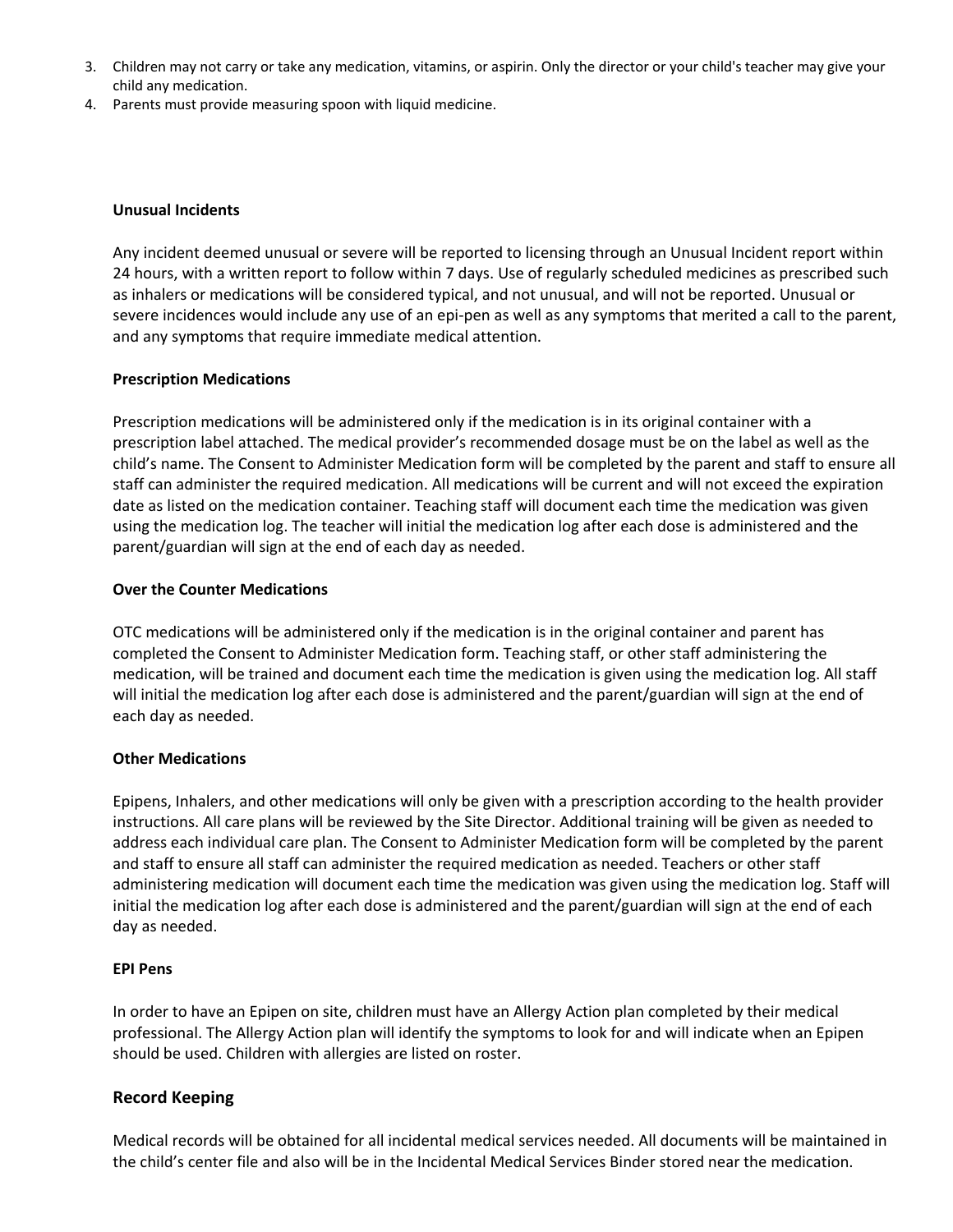3. Children may not carry or take any medication, vitamins, or aspirin. Only the director or your child's teacher may give your child any medication.
4. Parents must provide measuring spoon with liquid medicine.

**Unusual Incidents**

Any incident deemed unusual or severe will be reported to licensing through an Unusual Incident report within 24 hours, with a written report to follow within 7 days. Use of regularly scheduled medicines as prescribed such as inhalers or medications will be considered typical, and not unusual, and will not be reported. Unusual or severe incidences would include any use of an epi-pen as well as any symptoms that merited a call to the parent, and any symptoms that require immediate medical attention.

**Prescription Medications**

Prescription medications will be administered only if the medication is in its original container with a prescription label attached. The medical provider's recommended dosage must be on the label as well as the child's name. The Consent to Administer Medication form will be completed by the parent and staff to ensure all staff can administer the required medication. All medications will be current and will not exceed the expiration date as listed on the medication container. Teaching staff will document each time the medication was given using the medication log. The teacher will initial the medication log after each dose is administered and the parent/guardian will sign at the end of each day as needed.

**Over the Counter Medications**

OTC medications will be administered only if the medication is in the original container and parent has completed the Consent to Administer Medication form. Teaching staff, or other staff administering the medication, will be trained and document each time the medication is given using the medication log. All staff will initial the medication log after each dose is administered and the parent/guardian will sign at the end of each day as needed.

**Other Medications**

Epipens, Inhalers, and other medications will only be given with a prescription according to the health provider instructions. All care plans will be reviewed by the Site Director. Additional training will be given as needed to address each individual care plan. The Consent to Administer Medication form will be completed by the parent and staff to ensure all staff can administer the required medication as needed. Teachers or other staff administering medication will document each time the medication was given using the medication log. Staff will initial the medication log after each dose is administered and the parent/guardian will sign at the end of each day as needed.

**EPI Pens**

In order to have an Epipen on site, children must have an Allergy Action plan completed by their medical professional. The Allergy Action plan will identify the symptoms to look for and will indicate when an Epipen should be used. Children with allergies are listed on roster.

## Record Keeping

Medical records will be obtained for all incidental medical services needed. All documents will be maintained in the child's center file and also will be in the Incidental Medical Services Binder stored near the medication.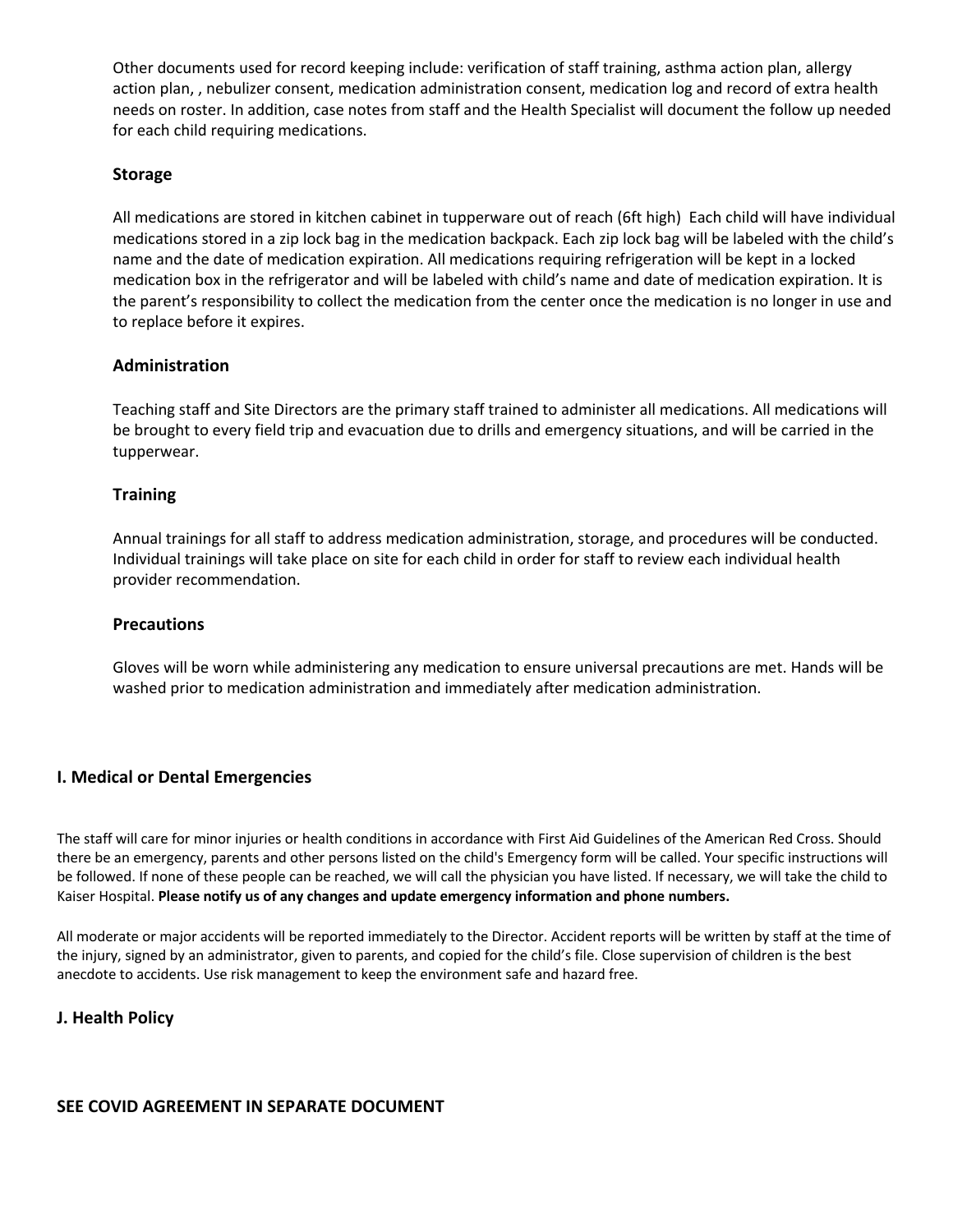Other documents used for record keeping include: verification of staff training, asthma action plan, allergy action plan, , nebulizer consent, medication administration consent, medication log and record of extra health needs on roster. In addition, case notes from staff and the Health Specialist will document the follow up needed for each child requiring medications.

### Storage

All medications are stored in kitchen cabinet in tupperware out of reach (6ft high)  Each child will have individual medications stored in a zip lock bag in the medication backpack. Each zip lock bag will be labeled with the child's name and the date of medication expiration. All medications requiring refrigeration will be kept in a locked medication box in the refrigerator and will be labeled with child's name and date of medication expiration. It is the parent's responsibility to collect the medication from the center once the medication is no longer in use and to replace before it expires.

### Administration

Teaching staff and Site Directors are the primary staff trained to administer all medications. All medications will be brought to every field trip and evacuation due to drills and emergency situations, and will be carried in the tupperwear.

### Training

Annual trainings for all staff to address medication administration, storage, and procedures will be conducted. Individual trainings will take place on site for each child in order for staff to review each individual health provider recommendation.

### Precautions

Gloves will be worn while administering any medication to ensure universal precautions are met. Hands will be washed prior to medication administration and immediately after medication administration.

## I. Medical or Dental Emergencies

The staff will care for minor injuries or health conditions in accordance with First Aid Guidelines of the American Red Cross. Should there be an emergency, parents and other persons listed on the child's Emergency form will be called. Your specific instructions will be followed. If none of these people can be reached, we will call the physician you have listed. If necessary, we will take the child to Kaiser Hospital. **Please notify us of any changes and update emergency information and phone numbers.**

All moderate or major accidents will be reported immediately to the Director. Accident reports will be written by staff at the time of the injury, signed by an administrator, given to parents, and copied for the child's file. Close supervision of children is the best anecdote to accidents. Use risk management to keep the environment safe and hazard free.

## J. Health Policy

**SEE COVID AGREEMENT IN SEPARATE DOCUMENT**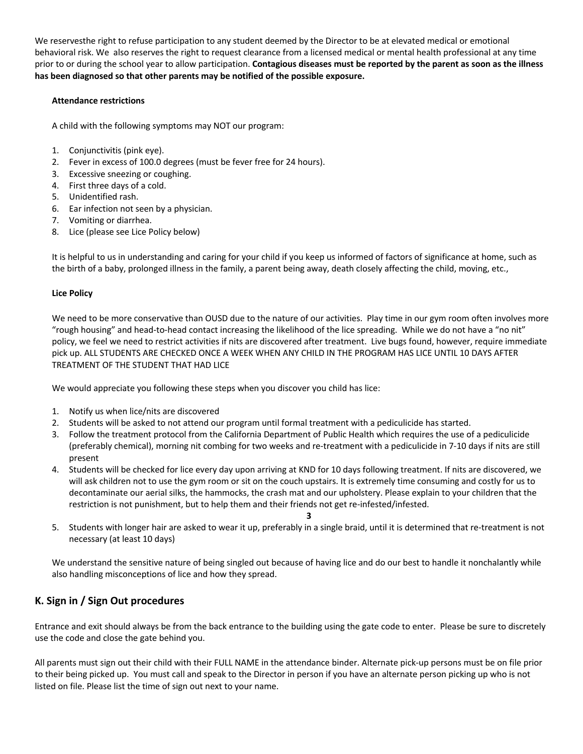We reservesthe right to refuse participation to any student deemed by the Director to be at elevated medical or emotional behavioral risk. We also reserves the right to request clearance from a licensed medical or mental health professional at any time prior to or during the school year to allow participation. **Contagious diseases must be reported by the parent as soon as the illness has been diagnosed so that other parents may be notified of the possible exposure.**

**Attendance restrictions**

A child with the following symptoms may NOT our program:

1. Conjunctivitis (pink eye).
2. Fever in excess of 100.0 degrees (must be fever free for 24 hours).
3. Excessive sneezing or coughing.
4. First three days of a cold.
5. Unidentified rash.
6. Ear infection not seen by a physician.
7. Vomiting or diarrhea.
8. Lice (please see Lice Policy below)

It is helpful to us in understanding and caring for your child if you keep us informed of factors of significance at home, such as the birth of a baby, prolonged illness in the family, a parent being away, death closely affecting the child, moving, etc.,

**Lice Policy**

We need to be more conservative than OUSD due to the nature of our activities. Play time in our gym room often involves more "rough housing" and head-to-head contact increasing the likelihood of the lice spreading. While we do not have a "no nit" policy, we feel we need to restrict activities if nits are discovered after treatment. Live bugs found, however, require immediate pick up. ALL STUDENTS ARE CHECKED ONCE A WEEK WHEN ANY CHILD IN THE PROGRAM HAS LICE UNTIL 10 DAYS AFTER TREATMENT OF THE STUDENT THAT HAD LICE

We would appreciate you following these steps when you discover you child has lice:

1. Notify us when lice/nits are discovered
2. Students will be asked to not attend our program until formal treatment with a pediculicide has started.
3. Follow the treatment protocol from the California Department of Public Health which requires the use of a pediculicide (preferably chemical), morning nit combing for two weeks and re-treatment with a pediculicide in 7-10 days if nits are still present
4. Students will be checked for lice every day upon arriving at KND for 10 days following treatment. If nits are discovered, we will ask children not to use the gym room or sit on the couch upstairs. It is extremely time consuming and costly for us to decontaminate our aerial silks, the hammocks, the crash mat and our upholstery. Please explain to your children that the restriction is not punishment, but to help them and their friends not get re-infested/infested.
5. Students with longer hair are asked to wear it up, preferably in a single braid, until it is determined that re-treatment is not necessary (at least 10 days)

We understand the sensitive nature of being singled out because of having lice and do our best to handle it nonchalantly while also handling misconceptions of lice and how they spread.

## K. Sign in / Sign Out procedures

Entrance and exit should always be from the back entrance to the building using the gate code to enter. Please be sure to discretely use the code and close the gate behind you.

All parents must sign out their child with their FULL NAME in the attendance binder. Alternate pick-up persons must be on file prior to their being picked up. You must call and speak to the Director in person if you have an alternate person picking up who is not listed on file. Please list the time of sign out next to your name.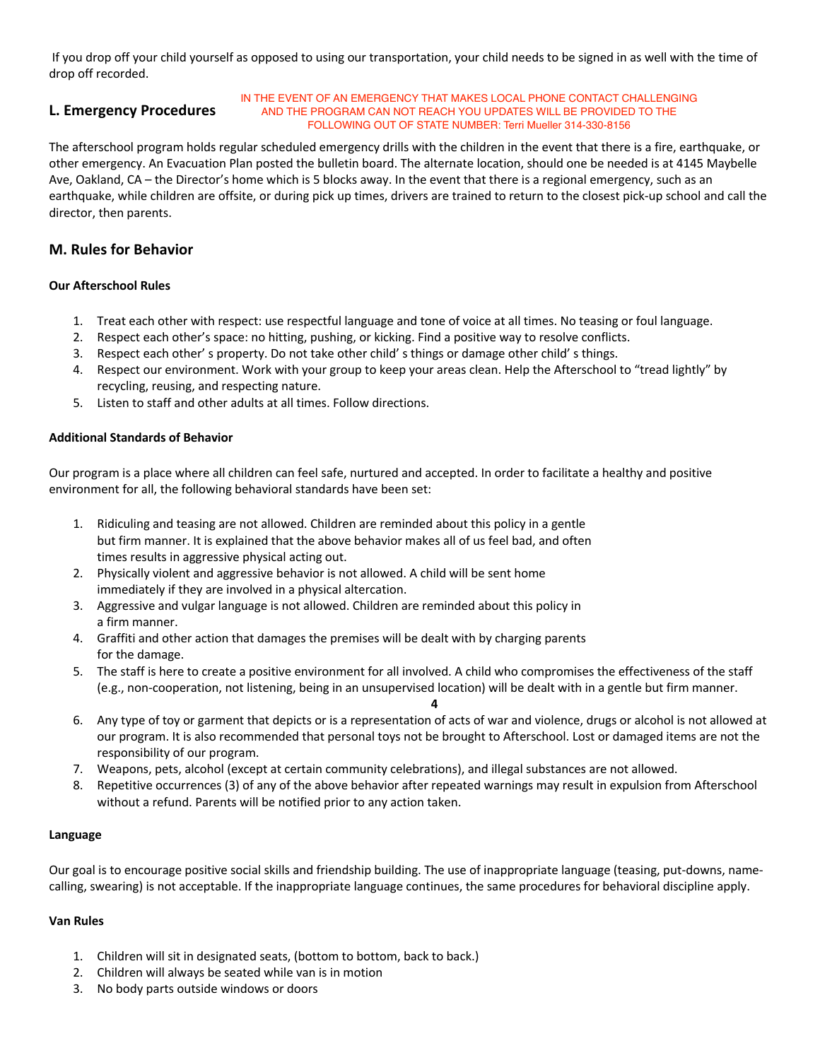If you drop off your child yourself as opposed to using our transportation, your child needs to be signed in as well with the time of drop off recorded.

## L. Emergency Procedures

IN THE EVENT OF AN EMERGENCY THAT MAKES LOCAL PHONE CONTACT CHALLENGING AND THE PROGRAM CAN NOT REACH YOU UPDATES WILL BE PROVIDED TO THE FOLLOWING OUT OF STATE NUMBER: Terri Mueller 314-330-8156

The afterschool program holds regular scheduled emergency drills with the children in the event that there is a fire, earthquake, or other emergency. An Evacuation Plan posted the bulletin board. The alternate location, should one be needed is at 4145 Maybelle Ave, Oakland, CA – the Director's home which is 5 blocks away. In the event that there is a regional emergency, such as an earthquake, while children are offsite, or during pick up times, drivers are trained to return to the closest pick-up school and call the director, then parents.

## M. Rules for Behavior

**Our Afterschool Rules**

1. Treat each other with respect: use respectful language and tone of voice at all times. No teasing or foul language.
2. Respect each other's space: no hitting, pushing, or kicking. Find a positive way to resolve conflicts.
3. Respect each other' s property. Do not take other child' s things or damage other child' s things.
4. Respect our environment. Work with your group to keep your areas clean. Help the Afterschool to "tread lightly" by recycling, reusing, and respecting nature.
5. Listen to staff and other adults at all times. Follow directions.

**Additional Standards of Behavior**

Our program is a place where all children can feel safe, nurtured and accepted. In order to facilitate a healthy and positive environment for all, the following behavioral standards have been set:

1. Ridiculing and teasing are not allowed. Children are reminded about this policy in a gentle but firm manner. It is explained that the above behavior makes all of us feel bad, and often times results in aggressive physical acting out.
2. Physically violent and aggressive behavior is not allowed. A child will be sent home immediately if they are involved in a physical altercation.
3. Aggressive and vulgar language is not allowed. Children are reminded about this policy in a firm manner.
4. Graffiti and other action that damages the premises will be dealt with by charging parents for the damage.
5. The staff is here to create a positive environment for all involved. A child who compromises the effectiveness of the staff (e.g., non-cooperation, not listening, being in an unsupervised location) will be dealt with in a gentle but firm manner.
6. Any type of toy or garment that depicts or is a representation of acts of war and violence, drugs or alcohol is not allowed at our program. It is also recommended that personal toys not be brought to Afterschool. Lost or damaged items are not the responsibility of our program.
7. Weapons, pets, alcohol (except at certain community celebrations), and illegal substances are not allowed.
8. Repetitive occurrences (3) of any of the above behavior after repeated warnings may result in expulsion from Afterschool without a refund. Parents will be notified prior to any action taken.

**Language**

Our goal is to encourage positive social skills and friendship building. The use of inappropriate language (teasing, put-downs, name-calling, swearing) is not acceptable. If the inappropriate language continues, the same procedures for behavioral discipline apply.

**Van Rules**

1. Children will sit in designated seats, (bottom to bottom, back to back.)
2. Children will always be seated while van is in motion
3. No body parts outside windows or doors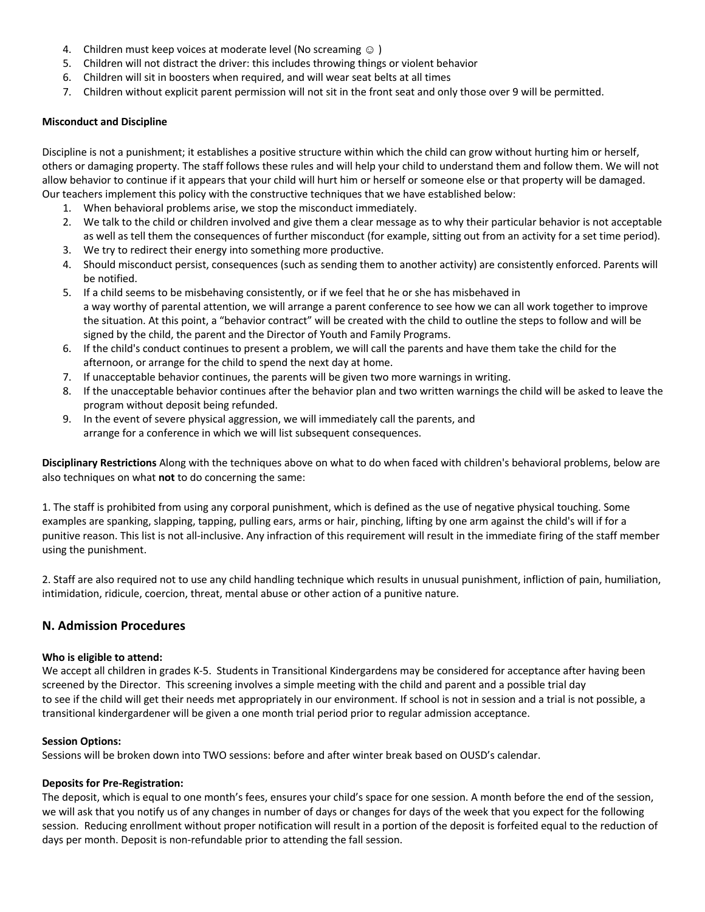4. Children must keep voices at moderate level (No screaming ☺ )
5. Children will not distract the driver: this includes throwing things or violent behavior
6. Children will sit in boosters when required, and will wear seat belts at all times
7. Children without explicit parent permission will not sit in the front seat and only those over 9 will be permitted.

**Misconduct and Discipline**

Discipline is not a punishment; it establishes a positive structure within which the child can grow without hurting him or herself, others or damaging property. The staff follows these rules and will help your child to understand them and follow them. We will not allow behavior to continue if it appears that your child will hurt him or herself or someone else or that property will be damaged. Our teachers implement this policy with the constructive techniques that we have established below:

1. When behavioral problems arise, we stop the misconduct immediately.
2. We talk to the child or children involved and give them a clear message as to why their particular behavior is not acceptable as well as tell them the consequences of further misconduct (for example, sitting out from an activity for a set time period).
3. We try to redirect their energy into something more productive.
4. Should misconduct persist, consequences (such as sending them to another activity) are consistently enforced. Parents will be notified.
5. If a child seems to be misbehaving consistently, or if we feel that he or she has misbehaved in a way worthy of parental attention, we will arrange a parent conference to see how we can all work together to improve the situation. At this point, a "behavior contract" will be created with the child to outline the steps to follow and will be signed by the child, the parent and the Director of Youth and Family Programs.
6. If the child's conduct continues to present a problem, we will call the parents and have them take the child for the afternoon, or arrange for the child to spend the next day at home.
7. If unacceptable behavior continues, the parents will be given two more warnings in writing.
8. If the unacceptable behavior continues after the behavior plan and two written warnings the child will be asked to leave the program without deposit being refunded.
9. In the event of severe physical aggression, we will immediately call the parents, and arrange for a conference in which we will list subsequent consequences.

**Disciplinary Restrictions** Along with the techniques above on what to do when faced with children's behavioral problems, below are also techniques on what **not** to do concerning the same:

1. The staff is prohibited from using any corporal punishment, which is defined as the use of negative physical touching. Some examples are spanking, slapping, tapping, pulling ears, arms or hair, pinching, lifting by one arm against the child's will if for a punitive reason. This list is not all-inclusive. Any infraction of this requirement will result in the immediate firing of the staff member using the punishment.

2. Staff are also required not to use any child handling technique which results in unusual punishment, infliction of pain, humiliation, intimidation, ridicule, coercion, threat, mental abuse or other action of a punitive nature.

## N. Admission Procedures

**Who is eligible to attend:**
We accept all children in grades K-5. Students in Transitional Kindergardens may be considered for acceptance after having been screened by the Director. This screening involves a simple meeting with the child and parent and a possible trial day to see if the child will get their needs met appropriately in our environment. If school is not in session and a trial is not possible, a transitional kindergardener will be given a one month trial period prior to regular admission acceptance.

**Session Options:**
Sessions will be broken down into TWO sessions: before and after winter break based on OUSD's calendar.

**Deposits for Pre-Registration:**
The deposit, which is equal to one month's fees, ensures your child's space for one session. A month before the end of the session, we will ask that you notify us of any changes in number of days or changes for days of the week that you expect for the following session. Reducing enrollment without proper notification will result in a portion of the deposit is forfeited equal to the reduction of days per month. Deposit is non-refundable prior to attending the fall session.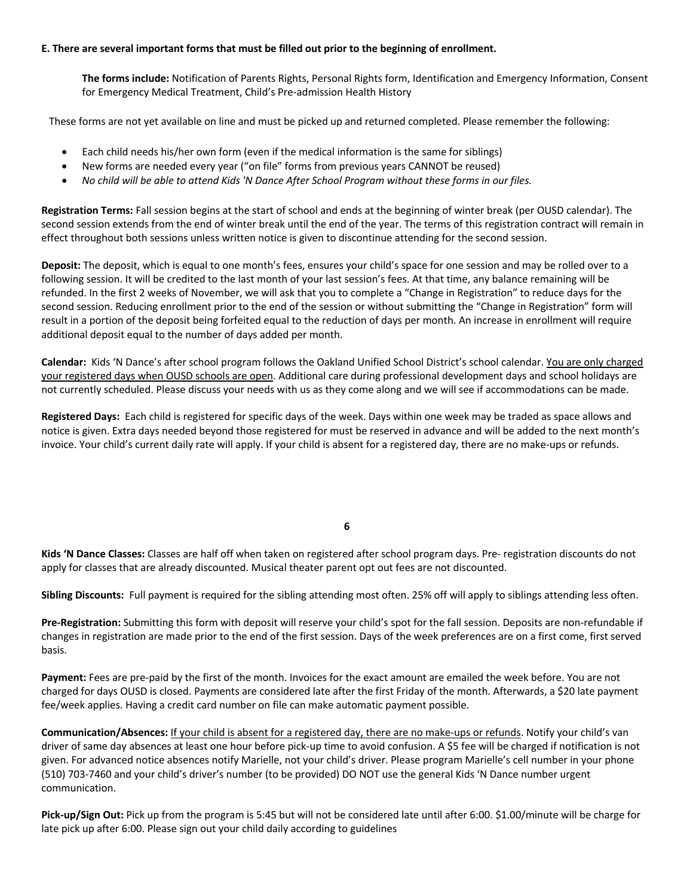**E. There are several important forms that must be filled out prior to the beginning of enrollment.**

**The forms include:** Notification of Parents Rights, Personal Rights form, Identification and Emergency Information, Consent for Emergency Medical Treatment, Child's Pre-admission Health History

These forms are not yet available on line and must be picked up and returned completed. Please remember the following:

- Each child needs his/her own form (even if the medical information is the same for siblings)
- New forms are needed every year ("on file" forms from previous years CANNOT be reused)
- *No child will be able to attend Kids 'N Dance After School Program without these forms in our files.*

**Registration Terms:** Fall session begins at the start of school and ends at the beginning of winter break (per OUSD calendar). The second session extends from the end of winter break until the end of the year. The terms of this registration contract will remain in effect throughout both sessions unless written notice is given to discontinue attending for the second session.

**Deposit:** The deposit, which is equal to one month's fees, ensures your child's space for one session and may be rolled over to a following session. It will be credited to the last month of your last session's fees. At that time, any balance remaining will be refunded. In the first 2 weeks of November, we will ask that you to complete a "Change in Registration" to reduce days for the second session. Reducing enrollment prior to the end of the session or without submitting the "Change in Registration" form will result in a portion of the deposit being forfeited equal to the reduction of days per month. An increase in enrollment will require additional deposit equal to the number of days added per month.

**Calendar:** Kids 'N Dance's after school program follows the Oakland Unified School District's school calendar. <u>You are only charged your registered days when OUSD schools are open</u>. Additional care during professional development days and school holidays are not currently scheduled. Please discuss your needs with us as they come along and we will see if accommodations can be made.

**Registered Days:** Each child is registered for specific days of the week. Days within one week may be traded as space allows and notice is given. Extra days needed beyond those registered for must be reserved in advance and will be added to the next month's invoice. Your child's current daily rate will apply. If your child is absent for a registered day, there are no make-ups or refunds.

**Kids 'N Dance Classes:** Classes are half off when taken on registered after school program days. Pre- registration discounts do not apply for classes that are already discounted. Musical theater parent opt out fees are not discounted.

**Sibling Discounts:** Full payment is required for the sibling attending most often. 25% off will apply to siblings attending less often.

**Pre-Registration:** Submitting this form with deposit will reserve your child's spot for the fall session. Deposits are non-refundable if changes in registration are made prior to the end of the first session. Days of the week preferences are on a first come, first served basis.

**Payment:** Fees are pre-paid by the first of the month. Invoices for the exact amount are emailed the week before. You are not charged for days OUSD is closed. Payments are considered late after the first Friday of the month. Afterwards, a $20 late payment fee/week applies. Having a credit card number on file can make automatic payment possible.

**Communication/Absences:** <u>If your child is absent for a registered day, there are no make-ups or refunds</u>. Notify your child's van driver of same day absences at least one hour before pick-up time to avoid confusion. A $5 fee will be charged if notification is not given. For advanced notice absences notify Marielle, not your child's driver. Please program Marielle's cell number in your phone (510) 703-7460 and your child's driver's number (to be provided) DO NOT use the general Kids 'N Dance number urgent communication.

**Pick-up/Sign Out:** Pick up from the program is 5:45 but will not be considered late until after 6:00. $1.00/minute will be charge for late pick up after 6:00. Please sign out your child daily according to guidelines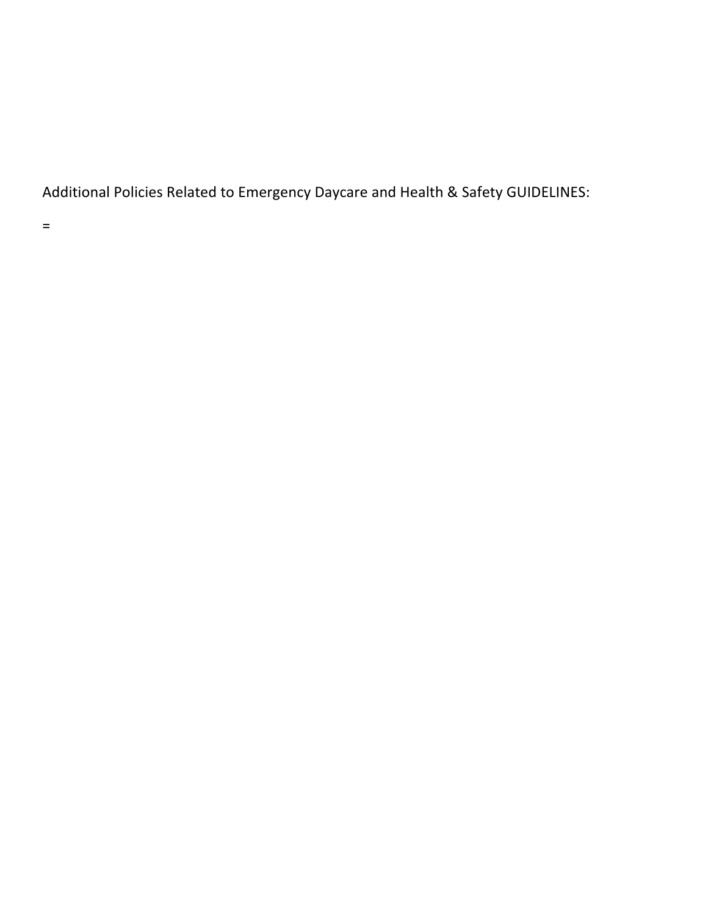Additional Policies Related to Emergency Daycare and Health & Safety GUIDELINES:

=